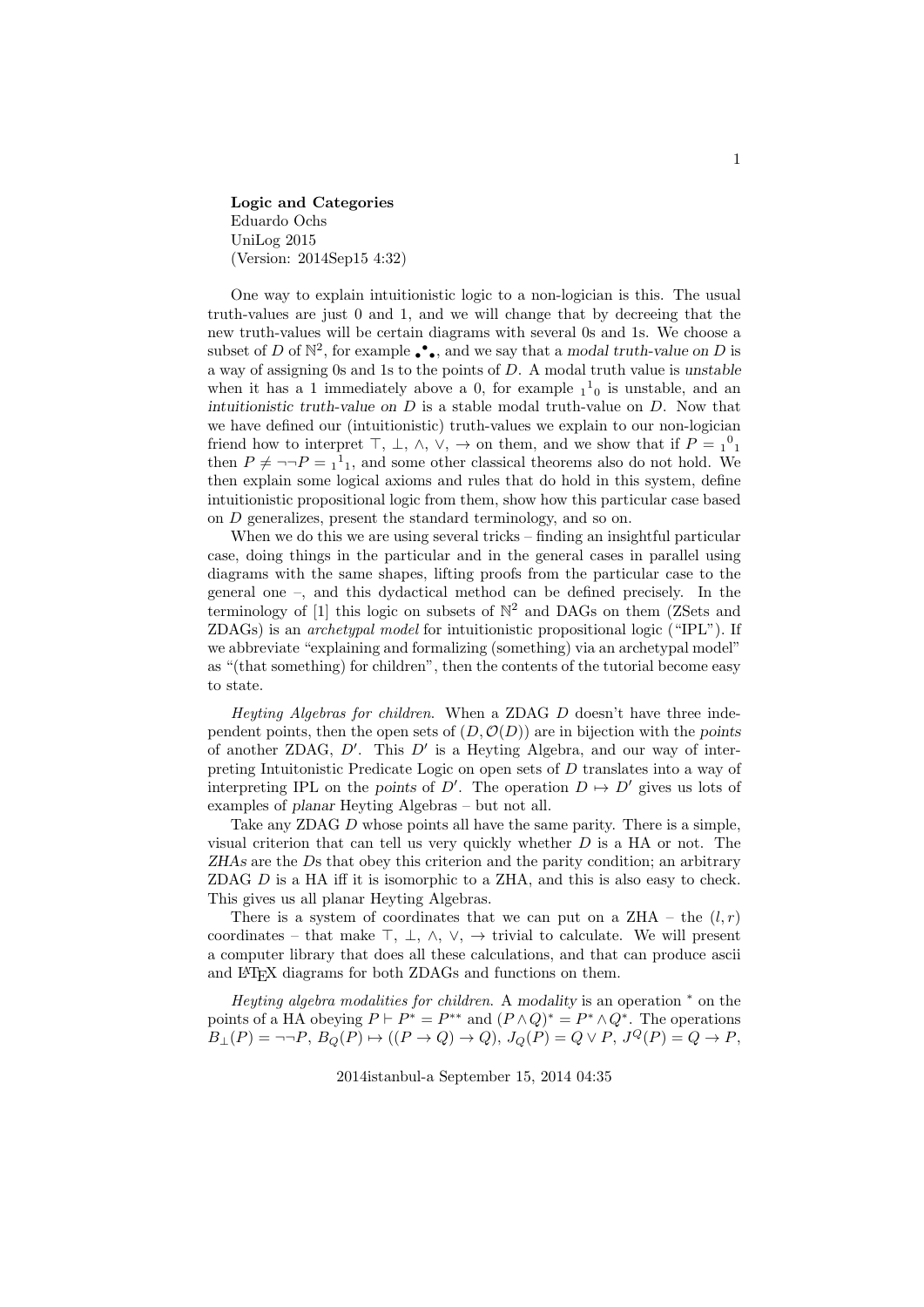**Logic and Categories**
Eduardo Ochs
UniLog 2015
(Version: 2014Sep15 4:32)

One way to explain intuitionistic logic to a non-logician is this. The usual truth-values are just 0 and 1, and we will change that by decreeing that the new truth-values will be certain diagrams with several 0s and 1s. We choose a subset of $D$ of $\mathbb{N}^2$, for example ${}_{\bullet}{}^{\bullet}{}_{\bullet}$, and we say that a *modal truth-value on* $D$ is a way of assigning 0s and 1s to the points of $D$. A modal truth value is *unstable* when it has a 1 immediately above a 0, for example ${}_{1}{}^{1}{}_{0}$ is unstable, and an *intuitionistic truth-value on* $D$ is a stable modal truth-value on $D$. Now that we have defined our (intuitionistic) truth-values we explain to our non-logician friend how to interpret $\top$, $\bot$, $\wedge$, $\vee$, $\to$ on them, and we show that if $P = {}_{1}{}^{0}{}_{1}$ then $P \neq \neg\neg P = {}_{1}{}^{1}{}_{1}$, and some other classical theorems also do not hold. We then explain some logical axioms and rules that do hold in this system, define intuitionistic propositional logic from them, show how this particular case based on $D$ generalizes, present the standard terminology, and so on.

When we do this we are using several tricks – finding an insightful particular case, doing things in the particular and in the general cases in parallel using diagrams with the same shapes, lifting proofs from the particular case to the general one –, and this dydactical method can be defined precisely. In the terminology of [1] this logic on subsets of $\mathbb{N}^2$ and DAGs on them (ZSets and ZDAGs) is an *archetypal model* for intuitionistic propositional logic ("IPL"). If we abbreviate "explaining and formalizing (something) via an archetypal model" as "(that something) for children", then the contents of the tutorial become easy to state.

*Heyting Algebras for children*. When a ZDAG $D$ doesn't have three independent points, then the open sets of $(D, \mathcal{O}(D))$ are in bijection with the *points* of another ZDAG, $D'$. This $D'$ is a Heyting Algebra, and our way of interpreting Intuitonistic Predicate Logic on open sets of $D$ translates into a way of interpreting IPL on the *points* of $D'$. The operation $D \mapsto D'$ gives us lots of examples of *planar* Heyting Algebras – but not all.

Take any ZDAG $D$ whose points all have the same parity. There is a simple, visual criterion that can tell us very quickly whether $D$ is a HA or not. The *ZHAs* are the $D$s that obey this criterion and the parity condition; an arbitrary ZDAG $D$ is a HA iff it is isomorphic to a ZHA, and this is also easy to check. This gives us all planar Heyting Algebras.

There is a system of coordinates that we can put on a ZHA – the $(l, r)$ coordinates – that make $\top$, $\bot$, $\wedge$, $\vee$, $\to$ trivial to calculate. We will present a computer library that does all these calculations, and that can produce ascii and LaTeX diagrams for both ZDAGs and functions on them.

*Heyting algebra modalities for children*. A *modality* is an operation $^*$ on the points of a HA obeying $P \vdash P^* = P^{**}$ and $(P \wedge Q)^* = P^* \wedge Q^*$. The operations $B_\bot(P) = \neg\neg P$, $B_Q(P) \mapsto ((P \to Q) \to Q)$, $J_Q(P) = Q \vee P$, $J^Q(P) = Q \to P$,

2014istanbul-a September 15, 2014 04:35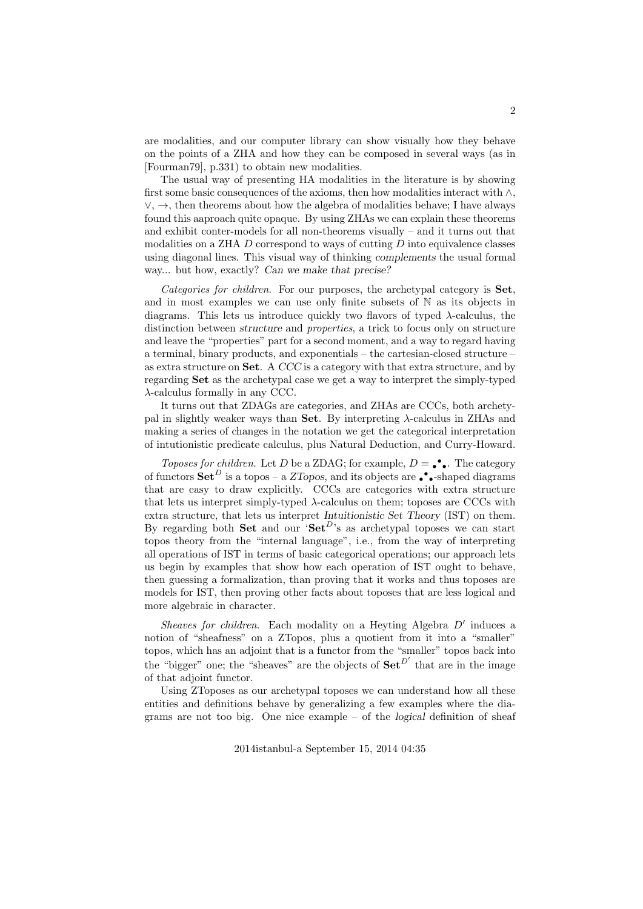are modalities, and our computer library can show visually how they behave on the points of a ZHA and how they can be composed in several ways (as in [Fourman79], p.331) to obtain new modalities.

The usual way of presenting HA modalities in the literature is by showing first some basic consequences of the axioms, then how modalities interact with $\wedge$, $\vee$, $\to$, then theorems about how the algebra of modalities behave; I have always found this aapproach quite opaque. By using ZHAs we can explain these theorems and exhibit conter-models for all non-theorems visually – and it turns out that modalities on a ZHA $D$ correspond to ways of cutting $D$ into equivalence classes using diagonal lines. This visual way of thinking *complements* the usual formal way... but how, exactly? *Can we make that precise?*

*Categories for children*. For our purposes, the archetypal category is **Set**, and in most examples we can use only finite subsets of $\mathbb{N}$ as its objects in diagrams. This lets us introduce quickly two flavors of typed $\lambda$-calculus, the distinction between *structure* and *properties*, a trick to focus only on structure and leave the "properties" part for a second moment, and a way to regard having a terminal, binary products, and exponentials – the cartesian-closed structure – as extra structure on **Set**. A *CCC* is a category with that extra structure, and by regarding **Set** as the archetypal case we get a way to interpret the simply-typed $\lambda$-calculus formally in any CCC.

It turns out that ZDAGs are categories, and ZHAs are CCCs, both archetypal in slightly weaker ways than **Set**. By interpreting $\lambda$-calculus in ZHAs and making a series of changes in the notation we get the categorical interpretation of intutionistic predicate calculus, plus Natural Deduction, and Curry-Howard.

*Toposes for children*. Let $D$ be a ZDAG; for example, $D = {}_{\bullet}{}^{\bullet}{}_{\bullet}$. The category of functors $\mathbf{Set}^D$ is a topos – a *ZTopos*, and its objects are ${}_{\bullet}{}^{\bullet}{}_{\bullet}$-shaped diagrams that are easy to draw explicitly. CCCs are categories with extra structure that lets us interpret simply-typed $\lambda$-calculus on them; toposes are CCCs with extra structure, that lets us interpret *Intuitionistic Set Theory* (IST) on them. By regarding both **Set** and our '$\mathbf{Set}^D$'s as archetypal toposes we can start topos theory from the "internal language", i.e., from the way of interpreting all operations of IST in terms of basic categorical operations; our approach lets us begin by examples that show how each operation of IST ought to behave, then guessing a formalization, than proving that it works and thus toposes are models for IST, then proving other facts about toposes that are less logical and more algebraic in character.

*Sheaves for children*. Each modality on a Heyting Algebra $D'$ induces a notion of "sheafness" on a ZTopos, plus a quotient from it into a "smaller" topos, which has an adjoint that is a functor from the "smaller" topos back into the "bigger" one; the "sheaves" are the objects of $\mathbf{Set}^{D'}$ that are in the image of that adjoint functor.

Using ZToposes as our archetypal toposes we can understand how all these entities and definitions behave by generalizing a few examples where the diagrams are not too big. One nice example – of the *logical* definition of sheaf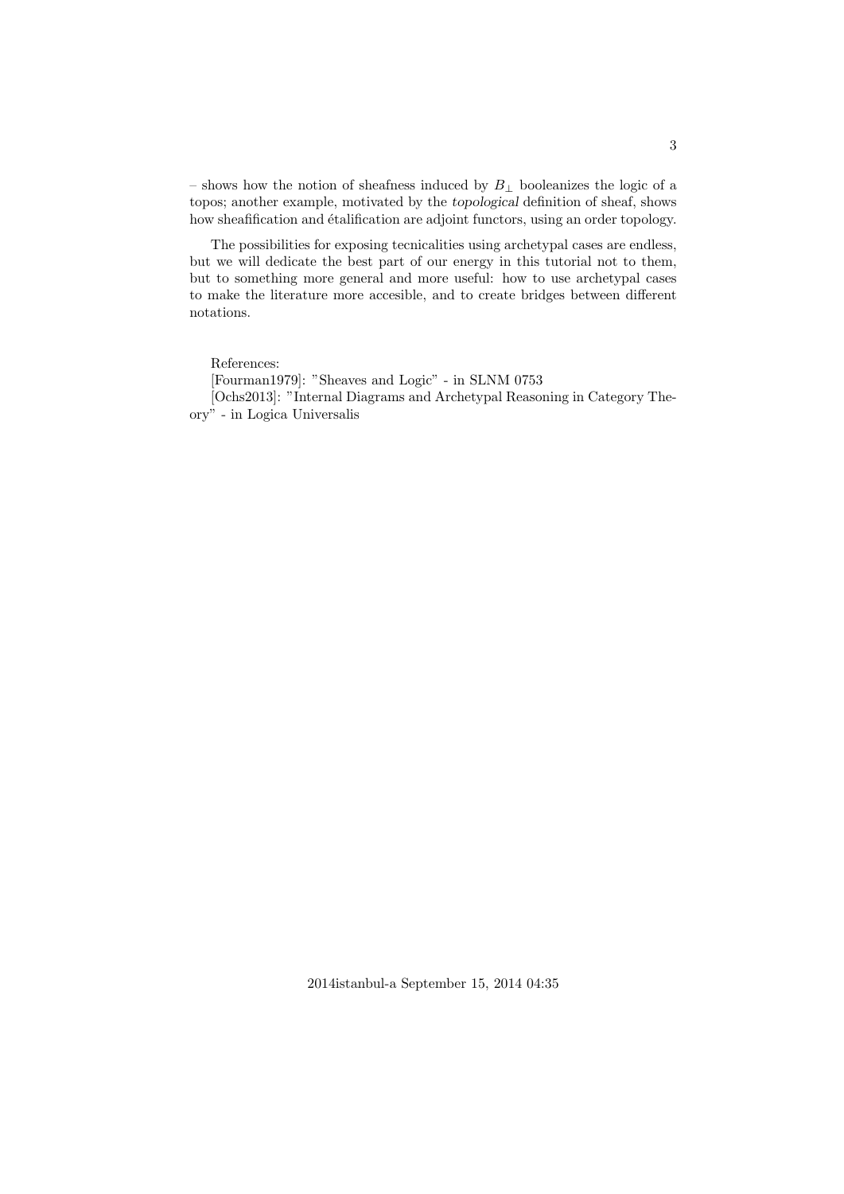– shows how the notion of sheafness induced by $B_\perp$ booleanizes the logic of a topos; another example, motivated by the *topological* definition of sheaf, shows how sheafification and étalification are adjoint functors, using an order topology.

The possibilities for exposing tecnicalities using archetypal cases are endless, but we will dedicate the best part of our energy in this tutorial not to them, but to something more general and more useful: how to use archetypal cases to make the literature more accesible, and to create bridges between different notations.

References:

[Fourman1979]: "Sheaves and Logic" - in SLNM 0753

[Ochs2013]: "Internal Diagrams and Archetypal Reasoning in Category Theory" - in Logica Universalis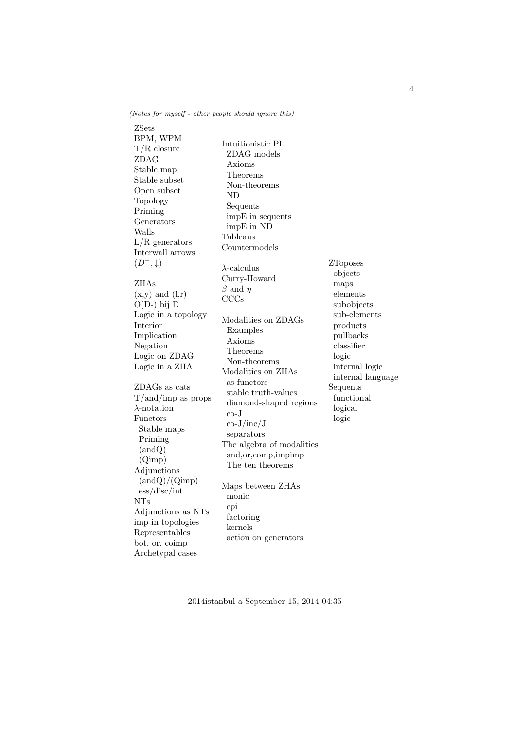*(Notes for myself - other people should ignore this)*

ZSets
BPM, WPM
T/R closure
ZDAG
Stable map
Stable subset
Open subset
Topology
Priming
Generators
Walls
L/R generators
Interwall arrows
$(D^-, \downarrow)$

ZHAs
(x,y) and (l,r)
O(D-) bij D
Logic in a topology
Interior
Implication
Negation
Logic on ZDAG
Logic in a ZHA

ZDAGs as cats
T/and/imp as props
$\lambda$-notation
Functors
  Stable maps
  Priming
  (andQ)
  (Qimp)
Adjunctions
  (andQ)/(Qimp)
  ess/disc/int
NTs
Adjunctions as NTs
imp in topologies
Representables
bot, or, coimp
Archetypal cases

Intuitionistic PL
  ZDAG models
  Axioms
  Theorems
  Non-theorems
  ND
  Sequents
  impE in sequents
  impE in ND
Tableaus
Countermodels

$\lambda$-calculus
Curry-Howard
$\beta$ and $\eta$
CCCs

Modalities on ZDAGs
  Examples
  Axioms
  Theorems
  Non-theorems
Modalities on ZHAs
  as functors
  stable truth-values
  diamond-shaped regions
  co-J
  co-J/inc/J
  separators
The algebra of modalities
  and,or,comp,impimp
  The ten theorems

Maps between ZHAs
  monic
  epi
  factoring
  kernels
  action on generators

ZToposes
  objects
  maps
  elements
  subobjects
  sub-elements
  products
  pullbacks
  classifier
  logic
  internal logic
  internal language
Sequents
  functional
  logical
  logic